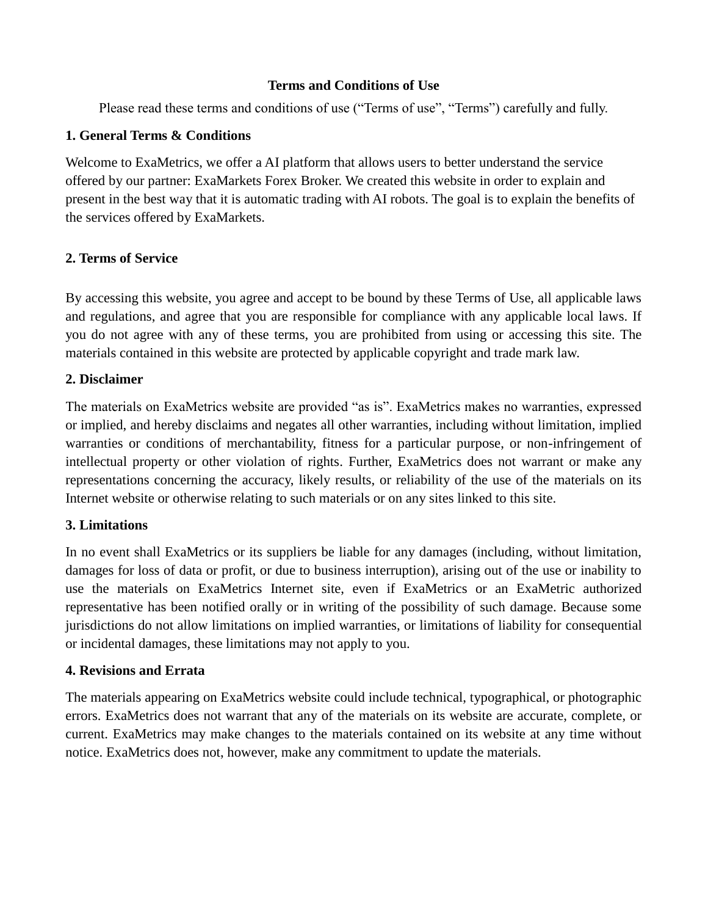**Terms and Conditions of Use**

Please read these terms and conditions of use (“Terms of use”, “Terms”) carefully and fully.

**1. General Terms & Conditions**

Welcome to ExaMetrics, we offer a AI platform that allows users to better understand the service offered by our partner: ExaMarkets Forex Broker. We created this website in order to explain and present in the best way that it is automatic trading with AI robots. The goal is to explain the benefits of the services offered by ExaMarkets.

**2. Terms of Service**

By accessing this website, you agree and accept to be bound by these Terms of Use, all applicable laws and regulations, and agree that you are responsible for compliance with any applicable local laws. If you do not agree with any of these terms, you are prohibited from using or accessing this site. The materials contained in this website are protected by applicable copyright and trade mark law.

**2. Disclaimer**

The materials on ExaMetrics website are provided “as is”. ExaMetrics makes no warranties, expressed or implied, and hereby disclaims and negates all other warranties, including without limitation, implied warranties or conditions of merchantability, fitness for a particular purpose, or non-infringement of intellectual property or other violation of rights. Further, ExaMetrics does not warrant or make any representations concerning the accuracy, likely results, or reliability of the use of the materials on its Internet website or otherwise relating to such materials or on any sites linked to this site.

**3. Limitations**

In no event shall ExaMetrics or its suppliers be liable for any damages (including, without limitation, damages for loss of data or profit, or due to business interruption), arising out of the use or inability to use the materials on ExaMetrics Internet site, even if ExaMetrics or an ExaMetric authorized representative has been notified orally or in writing of the possibility of such damage. Because some jurisdictions do not allow limitations on implied warranties, or limitations of liability for consequential or incidental damages, these limitations may not apply to you.

**4. Revisions and Errata**

The materials appearing on ExaMetrics website could include technical, typographical, or photographic errors. ExaMetrics does not warrant that any of the materials on its website are accurate, complete, or current. ExaMetrics may make changes to the materials contained on its website at any time without notice. ExaMetrics does not, however, make any commitment to update the materials.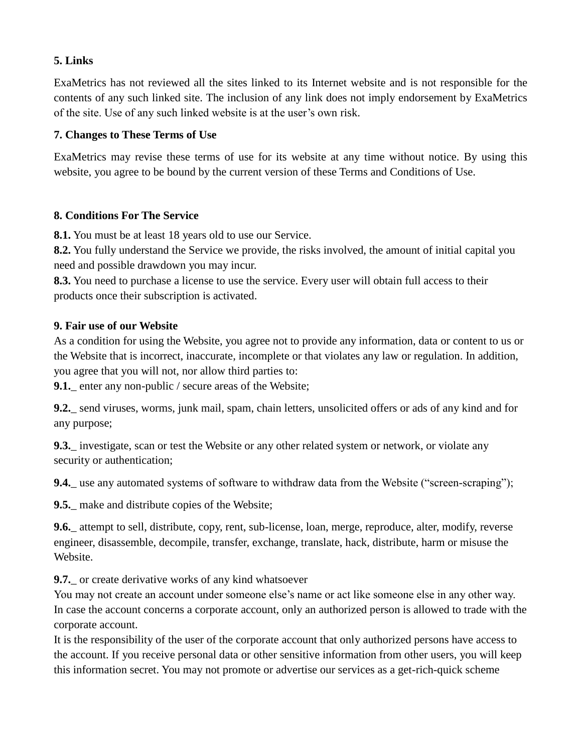### 5. Links

ExaMetrics has not reviewed all the sites linked to its Internet website and is not responsible for the contents of any such linked site. The inclusion of any link does not imply endorsement by ExaMetrics of the site. Use of any such linked website is at the user's own risk.

### 7. Changes to These Terms of Use

ExaMetrics may revise these terms of use for its website at any time without notice. By using this website, you agree to be bound by the current version of these Terms and Conditions of Use.

### 8. Conditions For The Service

**8.1.** You must be at least 18 years old to use our Service.
**8.2.** You fully understand the Service we provide, the risks involved, the amount of initial capital you need and possible drawdown you may incur.
**8.3.** You need to purchase a license to use the service. Every user will obtain full access to their products once their subscription is activated.

### 9. Fair use of our Website

As a condition for using the Website, you agree not to provide any information, data or content to us or the Website that is incorrect, inaccurate, incomplete or that violates any law or regulation. In addition, you agree that you will not, nor allow third parties to:
**9.1.**_ enter any non-public / secure areas of the Website;

**9.2.**_ send viruses, worms, junk mail, spam, chain letters, unsolicited offers or ads of any kind and for any purpose;

**9.3.**_ investigate, scan or test the Website or any other related system or network, or violate any security or authentication;

**9.4.**_ use any automated systems of software to withdraw data from the Website ("screen-scraping");

**9.5.**_ make and distribute copies of the Website;

**9.6.**_ attempt to sell, distribute, copy, rent, sub-license, loan, merge, reproduce, alter, modify, reverse engineer, disassemble, decompile, transfer, exchange, translate, hack, distribute, harm or misuse the Website.

**9.7.**_ or create derivative works of any kind whatsoever
You may not create an account under someone else's name or act like someone else in any other way. In case the account concerns a corporate account, only an authorized person is allowed to trade with the corporate account.
It is the responsibility of the user of the corporate account that only authorized persons have access to the account. If you receive personal data or other sensitive information from other users, you will keep this information secret. You may not promote or advertise our services as a get-rich-quick scheme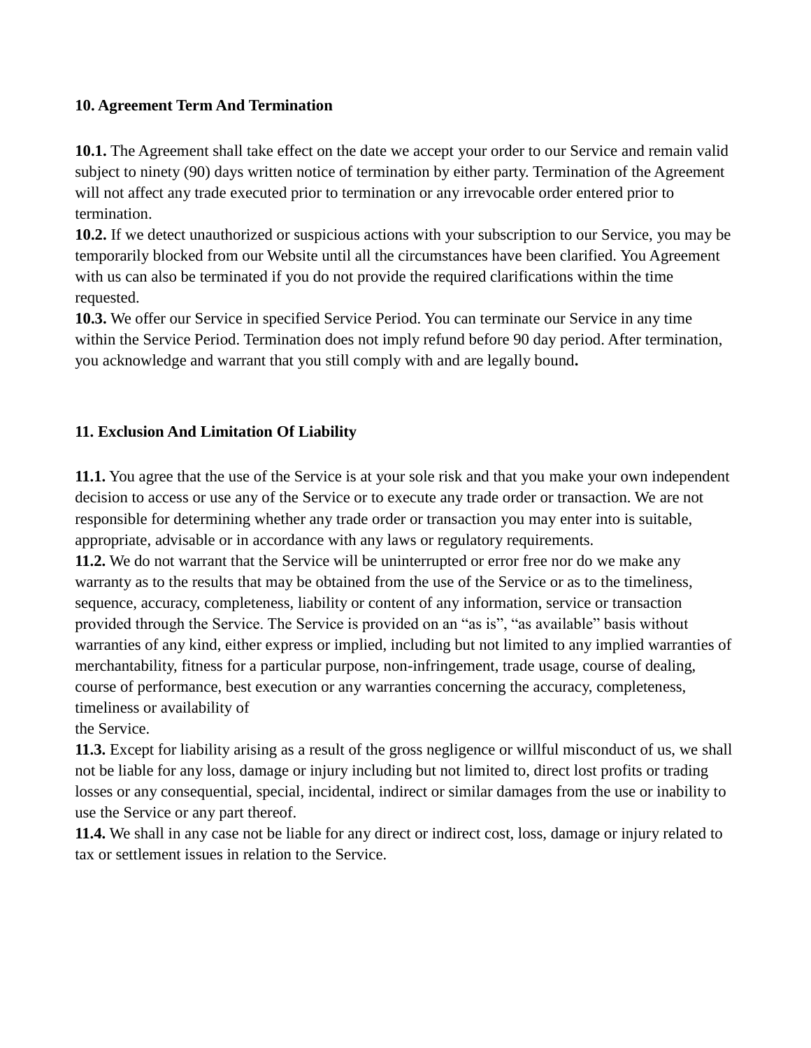**10. Agreement Term And Termination**

**10.1.** The Agreement shall take effect on the date we accept your order to our Service and remain valid subject to ninety (90) days written notice of termination by either party. Termination of the Agreement will not affect any trade executed prior to termination or any irrevocable order entered prior to termination.
**10.2.** If we detect unauthorized or suspicious actions with your subscription to our Service, you may be temporarily blocked from our Website until all the circumstances have been clarified. You Agreement with us can also be terminated if you do not provide the required clarifications within the time requested.
**10.3.** We offer our Service in specified Service Period. You can terminate our Service in any time within the Service Period. Termination does not imply refund before 90 day period. After termination, you acknowledge and warrant that you still comply with and are legally bound**.**

**11. Exclusion And Limitation Of Liability**

**11.1.** You agree that the use of the Service is at your sole risk and that you make your own independent decision to access or use any of the Service or to execute any trade order or transaction. We are not responsible for determining whether any trade order or transaction you may enter into is suitable, appropriate, advisable or in accordance with any laws or regulatory requirements.
**11.2.** We do not warrant that the Service will be uninterrupted or error free nor do we make any warranty as to the results that may be obtained from the use of the Service or as to the timeliness, sequence, accuracy, completeness, liability or content of any information, service or transaction provided through the Service. The Service is provided on an "as is", "as available" basis without warranties of any kind, either express or implied, including but not limited to any implied warranties of merchantability, fitness for a particular purpose, non-infringement, trade usage, course of dealing, course of performance, best execution or any warranties concerning the accuracy, completeness, timeliness or availability of the Service.
**11.3.** Except for liability arising as a result of the gross negligence or willful misconduct of us, we shall not be liable for any loss, damage or injury including but not limited to, direct lost profits or trading losses or any consequential, special, incidental, indirect or similar damages from the use or inability to use the Service or any part thereof.
**11.4.** We shall in any case not be liable for any direct or indirect cost, loss, damage or injury related to tax or settlement issues in relation to the Service.